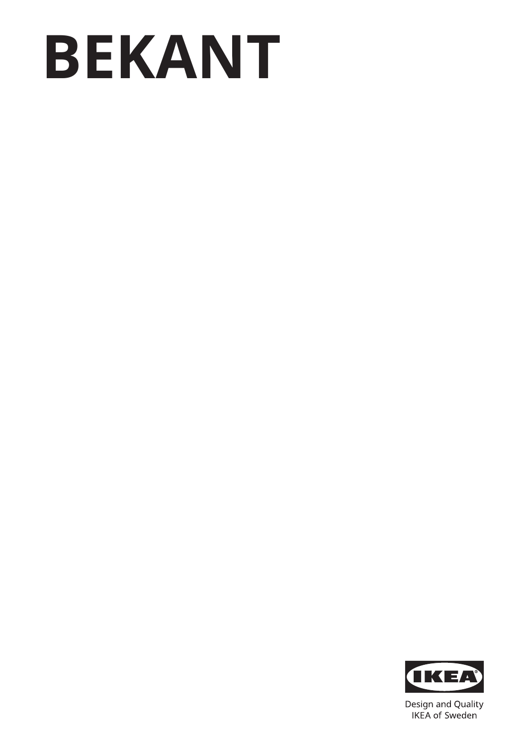# BEKANT

IKEA

Design and Quality
IKEA of Sweden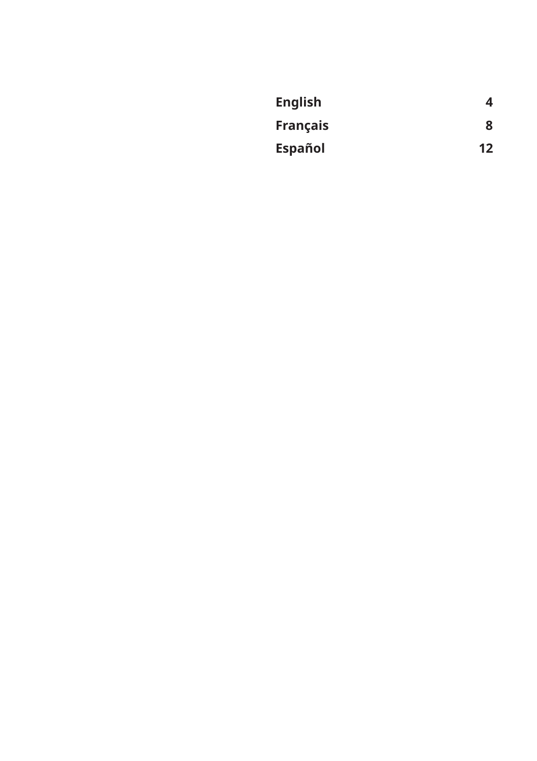| | |
|---|---|
| **English** | **4** |
| **Français** | **8** |
| **Español** | **12** |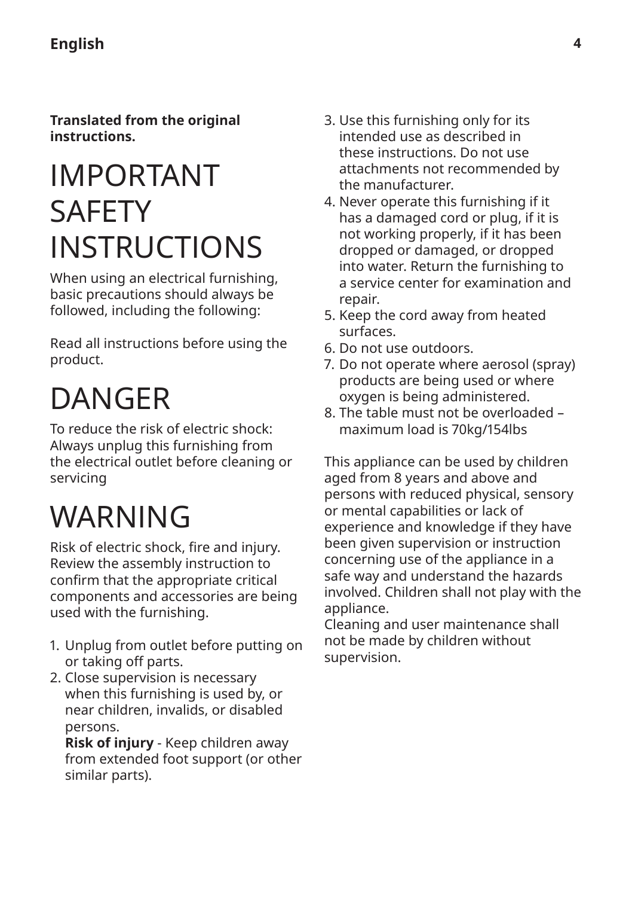**Translated from the original instructions.**

# IMPORTANT SAFETY INSTRUCTIONS

When using an electrical furnishing, basic precautions should always be followed, including the following:

Read all instructions before using the product.

# DANGER

To reduce the risk of electric shock: Always unplug this furnishing from the electrical outlet before cleaning or servicing

# WARNING

Risk of electric shock, fire and injury. Review the assembly instruction to confirm that the appropriate critical components and accessories are being used with the furnishing.

1. Unplug from outlet before putting on or taking off parts.
2. Close supervision is necessary when this furnishing is used by, or near children, invalids, or disabled persons.
   **Risk of injury** - Keep children away from extended foot support (or other similar parts).
3. Use this furnishing only for its intended use as described in these instructions. Do not use attachments not recommended by the manufacturer.
4. Never operate this furnishing if it has a damaged cord or plug, if it is not working properly, if it has been dropped or damaged, or dropped into water. Return the furnishing to a service center for examination and repair.
5. Keep the cord away from heated surfaces.
6. Do not use outdoors.
7. Do not operate where aerosol (spray) products are being used or where oxygen is being administered.
8. The table must not be overloaded – maximum load is 70kg/154lbs

This appliance can be used by children aged from 8 years and above and persons with reduced physical, sensory or mental capabilities or lack of experience and knowledge if they have been given supervision or instruction concerning use of the appliance in a safe way and understand the hazards involved. Children shall not play with the appliance.
Cleaning and user maintenance shall not be made by children without supervision.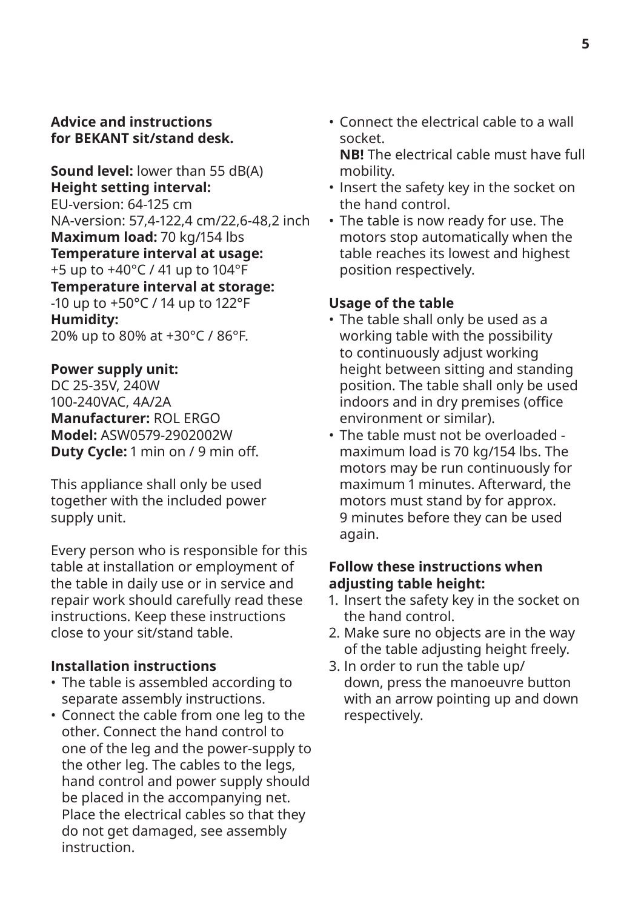**Advice and instructions for BEKANT sit/stand desk.**

**Sound level:** lower than 55 dB(A)
**Height setting interval:**
EU-version: 64-125 cm
NA-version: 57,4-122,4 cm/22,6-48,2 inch
**Maximum load:** 70 kg/154 lbs
**Temperature interval at usage:**
+5 up to +40°C / 41 up to 104°F
**Temperature interval at storage:**
-10 up to +50°C / 14 up to 122°F
**Humidity:**
20% up to 80% at +30°C / 86°F.

**Power supply unit:**
DC 25-35V, 240W
100-240VAC, 4A/2A
**Manufacturer:** ROL ERGO
**Model:** ASW0579-2902002W
**Duty Cycle:** 1 min on / 9 min off.

This appliance shall only be used together with the included power supply unit.

Every person who is responsible for this table at installation or employment of the table in daily use or in service and repair work should carefully read these instructions. Keep these instructions close to your sit/stand table.

**Installation instructions**

- The table is assembled according to separate assembly instructions.
- Connect the cable from one leg to the other. Connect the hand control to one of the leg and the power-supply to the other leg. The cables to the legs, hand control and power supply should be placed in the accompanying net. Place the electrical cables so that they do not get damaged, see assembly instruction.
- Connect the electrical cable to a wall socket.
  **NB!** The electrical cable must have full mobility.
- Insert the safety key in the socket on the hand control.
- The table is now ready for use. The motors stop automatically when the table reaches its lowest and highest position respectively.

**Usage of the table**

- The table shall only be used as a working table with the possibility to continuously adjust working height between sitting and standing position. The table shall only be used indoors and in dry premises (office environment or similar).
- The table must not be overloaded - maximum load is 70 kg/154 lbs. The motors may be run continuously for maximum 1 minutes. Afterward, the motors must stand by for approx. 9 minutes before they can be used again.

**Follow these instructions when adjusting table height:**

1. Insert the safety key in the socket on the hand control.
2. Make sure no objects are in the way of the table adjusting height freely.
3. In order to run the table up/ down, press the manoeuvre button with an arrow pointing up and down respectively.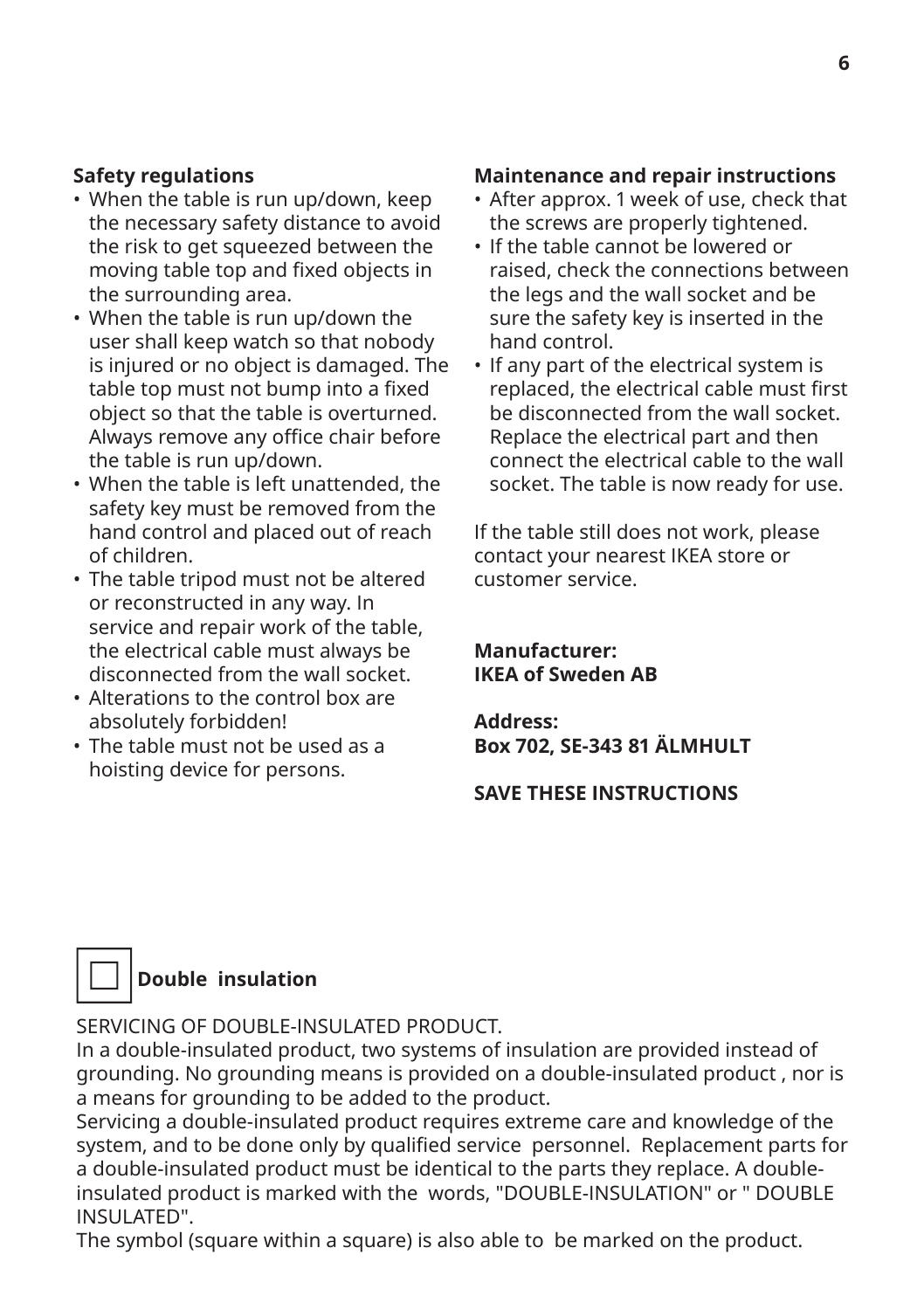**Safety regulations**

- When the table is run up/down, keep the necessary safety distance to avoid the risk to get squeezed between the moving table top and fixed objects in the surrounding area.
- When the table is run up/down the user shall keep watch so that nobody is injured or no object is damaged. The table top must not bump into a fixed object so that the table is overturned. Always remove any office chair before the table is run up/down.
- When the table is left unattended, the safety key must be removed from the hand control and placed out of reach of children.
- The table tripod must not be altered or reconstructed in any way. In service and repair work of the table, the electrical cable must always be disconnected from the wall socket.
- Alterations to the control box are absolutely forbidden!
- The table must not be used as a hoisting device for persons.

**Maintenance and repair instructions**

- After approx. 1 week of use, check that the screws are properly tightened.
- If the table cannot be lowered or raised, check the connections between the legs and the wall socket and be sure the safety key is inserted in the hand control.
- If any part of the electrical system is replaced, the electrical cable must first be disconnected from the wall socket. Replace the electrical part and then connect the electrical cable to the wall socket. The table is now ready for use.

If the table still does not work, please contact your nearest IKEA store or customer service.

**Manufacturer:**
**IKEA of Sweden AB**

**Address:**
**Box 702, SE-343 81 ÄLMHULT**

**SAVE THESE INSTRUCTIONS**

**Double insulation**

SERVICING OF DOUBLE-INSULATED PRODUCT.
In a double-insulated product, two systems of insulation are provided instead of grounding. No grounding means is provided on a double-insulated product , nor is a means for grounding to be added to the product.
Servicing a double-insulated product requires extreme care and knowledge of the system, and to be done only by qualified service personnel. Replacement parts for a double-insulated product must be identical to the parts they replace. A double-insulated product is marked with the words, "DOUBLE-INSULATION" or " DOUBLE INSULATED".
The symbol (square within a square) is also able to be marked on the product.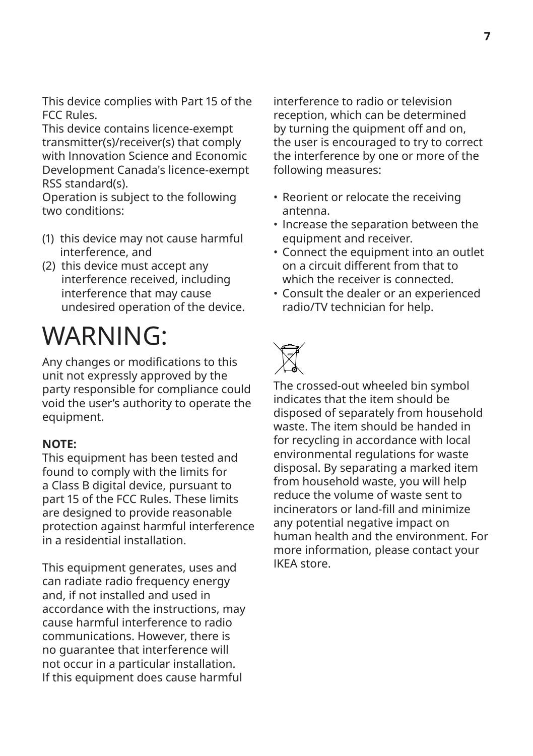This device complies with Part 15 of the FCC Rules.
This device contains licence-exempt transmitter(s)/receiver(s) that comply with Innovation Science and Economic Development Canada's licence-exempt RSS standard(s).
Operation is subject to the following two conditions:

(1) this device may not cause harmful interference, and
(2) this device must accept any interference received, including interference that may cause undesired operation of the device.

# WARNING:

Any changes or modifications to this unit not expressly approved by the party responsible for compliance could void the user’s authority to operate the equipment.

**NOTE:**
This equipment has been tested and found to comply with the limits for a Class B digital device, pursuant to part 15 of the FCC Rules. These limits are designed to provide reasonable protection against harmful interference in a residential installation.

This equipment generates, uses and can radiate radio frequency energy and, if not installed and used in accordance with the instructions, may cause harmful interference to radio communications. However, there is no guarantee that interference will not occur in a particular installation. If this equipment does cause harmful interference to radio or television reception, which can be determined by turning the quipment off and on, the user is encouraged to try to correct the interference by one or more of the following measures:

- Reorient or relocate the receiving antenna.
- Increase the separation between the equipment and receiver.
- Connect the equipment into an outlet on a circuit different from that to which the receiver is connected.
- Consult the dealer or an experienced radio/TV technician for help.

The crossed-out wheeled bin symbol indicates that the item should be disposed of separately from household waste. The item should be handed in for recycling in accordance with local environmental regulations for waste disposal. By separating a marked item from household waste, you will help reduce the volume of waste sent to incinerators or land-fill and minimize any potential negative impact on human health and the environment. For more information, please contact your IKEA store.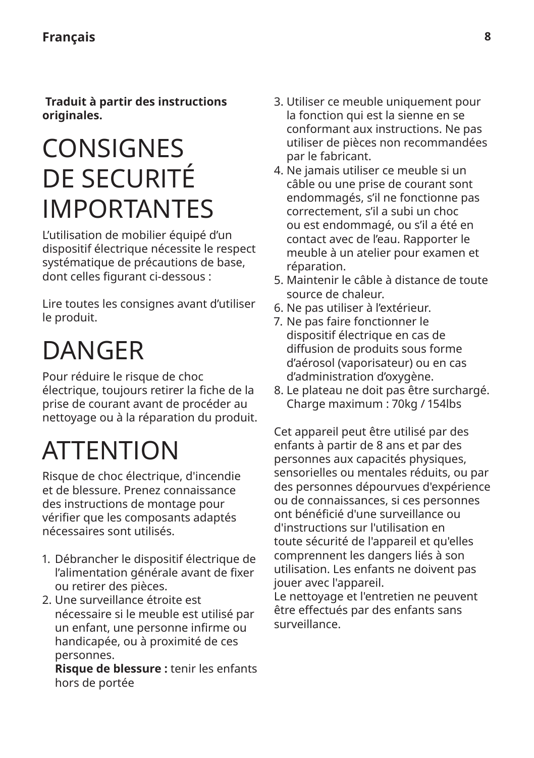**Traduit à partir des instructions originales.**

# CONSIGNES DE SECURITÉ IMPORTANTES

L'utilisation de mobilier équipé d'un dispositif électrique nécessite le respect systématique de précautions de base, dont celles figurant ci-dessous :

Lire toutes les consignes avant d'utiliser le produit.

# DANGER

Pour réduire le risque de choc électrique, toujours retirer la fiche de la prise de courant avant de procéder au nettoyage ou à la réparation du produit.

# ATTENTION

Risque de choc électrique, d'incendie et de blessure. Prenez connaissance des instructions de montage pour vérifier que les composants adaptés nécessaires sont utilisés.

1. Débrancher le dispositif électrique de l'alimentation générale avant de fixer ou retirer des pièces.
2. Une surveillance étroite est nécessaire si le meuble est utilisé par un enfant, une personne infirme ou handicapée, ou à proximité de ces personnes.
   **Risque de blessure :** tenir les enfants hors de portée
3. Utiliser ce meuble uniquement pour la fonction qui est la sienne en se conformant aux instructions. Ne pas utiliser de pièces non recommandées par le fabricant.
4. Ne jamais utiliser ce meuble si un câble ou une prise de courant sont endommagés, s'il ne fonctionne pas correctement, s'il a subi un choc ou est endommagé, ou s'il a été en contact avec de l'eau. Rapporter le meuble à un atelier pour examen et réparation.
5. Maintenir le câble à distance de toute source de chaleur.
6. Ne pas utiliser à l'extérieur.
7. Ne pas faire fonctionner le dispositif électrique en cas de diffusion de produits sous forme d'aérosol (vaporisateur) ou en cas d'administration d'oxygène.
8. Le plateau ne doit pas être surchargé. Charge maximum : 70kg / 154lbs

Cet appareil peut être utilisé par des enfants à partir de 8 ans et par des personnes aux capacités physiques, sensorielles ou mentales réduits, ou par des personnes dépourvues d'expérience ou de connaissances, si ces personnes ont bénéficié d'une surveillance ou d'instructions sur l'utilisation en toute sécurité de l'appareil et qu'elles comprennent les dangers liés à son utilisation. Les enfants ne doivent pas jouer avec l'appareil.
Le nettoyage et l'entretien ne peuvent être effectués par des enfants sans surveillance.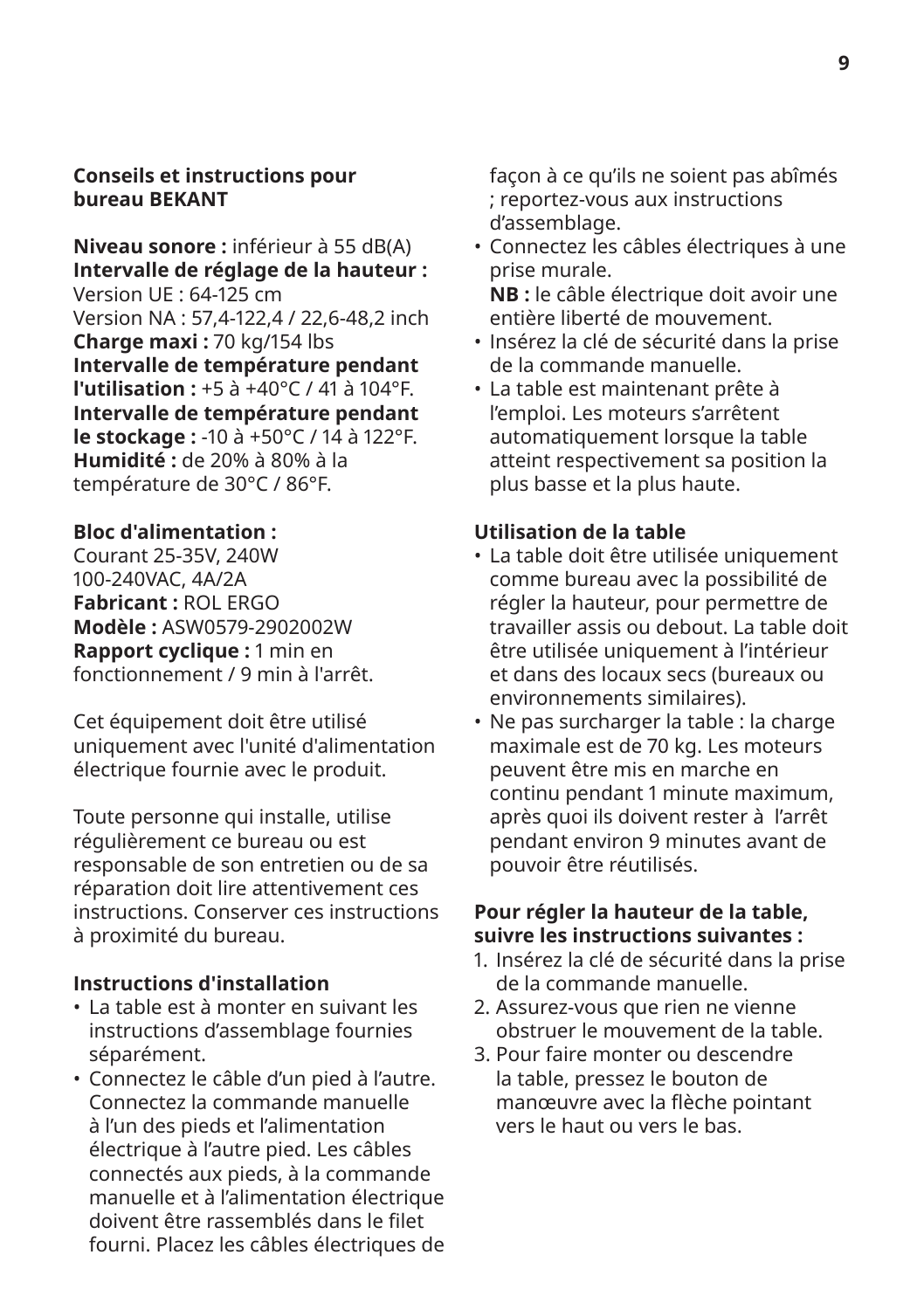**Conseils et instructions pour bureau BEKANT**

**Niveau sonore :** inférieur à 55 dB(A)
**Intervalle de réglage de la hauteur :**
Version UE : 64-125 cm
Version NA : 57,4-122,4 / 22,6-48,2 inch
**Charge maxi :** 70 kg/154 lbs
**Intervalle de température pendant l'utilisation :** +5 à +40°C / 41 à 104°F.
**Intervalle de température pendant le stockage :** -10 à +50°C / 14 à 122°F.
**Humidité :** de 20% à 80% à la température de 30°C / 86°F.

**Bloc d'alimentation :**
Courant 25-35V, 240W
100-240VAC, 4A/2A
**Fabricant :** ROL ERGO
**Modèle :** ASW0579-2902002W
**Rapport cyclique :** 1 min en fonctionnement / 9 min à l'arrêt.

Cet équipement doit être utilisé uniquement avec l'unité d'alimentation électrique fournie avec le produit.

Toute personne qui installe, utilise régulièrement ce bureau ou est responsable de son entretien ou de sa réparation doit lire attentivement ces instructions. Conserver ces instructions à proximité du bureau.

**Instructions d'installation**

- La table est à monter en suivant les instructions d'assemblage fournies séparément.
- Connectez le câble d'un pied à l'autre. Connectez la commande manuelle à l'un des pieds et l'alimentation électrique à l'autre pied. Les câbles connectés aux pieds, à la commande manuelle et à l'alimentation électrique doivent être rassemblés dans le filet fourni. Placez les câbles électriques de façon à ce qu'ils ne soient pas abîmés ; reportez-vous aux instructions d'assemblage.
- Connectez les câbles électriques à une prise murale.
  **NB :** le câble électrique doit avoir une entière liberté de mouvement.
- Insérez la clé de sécurité dans la prise de la commande manuelle.
- La table est maintenant prête à l'emploi. Les moteurs s'arrêtent automatiquement lorsque la table atteint respectivement sa position la plus basse et la plus haute.

**Utilisation de la table**

- La table doit être utilisée uniquement comme bureau avec la possibilité de régler la hauteur, pour permettre de travailler assis ou debout. La table doit être utilisée uniquement à l'intérieur et dans des locaux secs (bureaux ou environnements similaires).
- Ne pas surcharger la table : la charge maximale est de 70 kg. Les moteurs peuvent être mis en marche en continu pendant 1 minute maximum, après quoi ils doivent rester à l'arrêt pendant environ 9 minutes avant de pouvoir être réutilisés.

**Pour régler la hauteur de la table, suivre les instructions suivantes :**

1. Insérez la clé de sécurité dans la prise de la commande manuelle.
2. Assurez-vous que rien ne vienne obstruer le mouvement de la table.
3. Pour faire monter ou descendre la table, pressez le bouton de manœuvre avec la flèche pointant vers le haut ou vers le bas.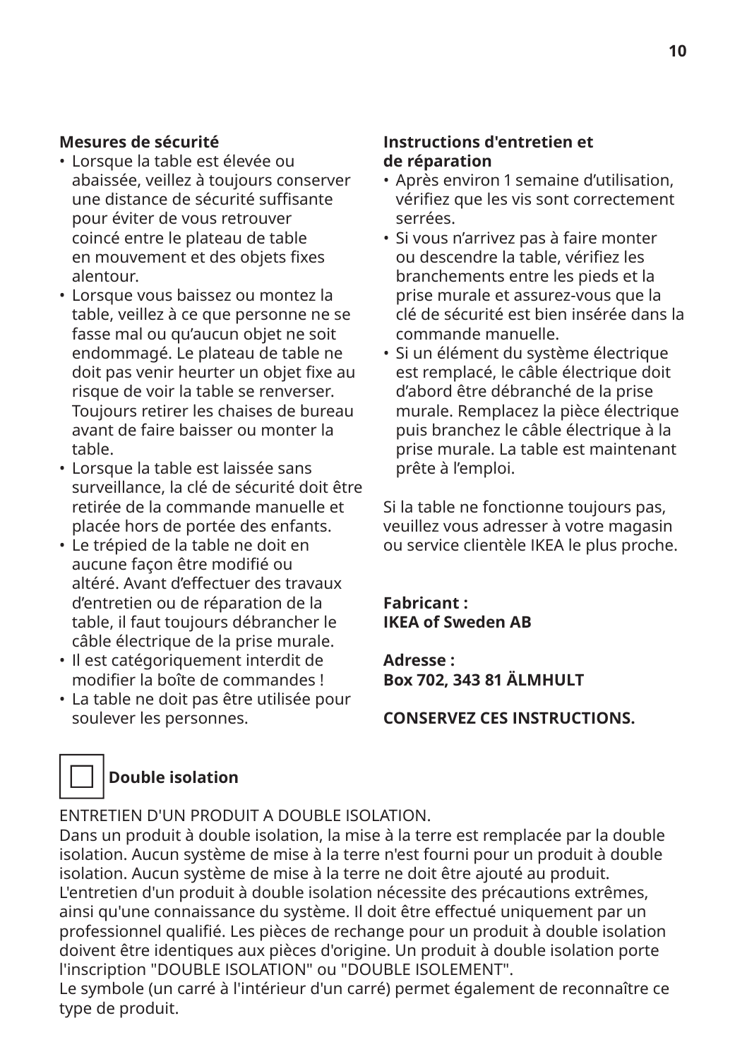**Mesures de sécurité**

- Lorsque la table est élevée ou abaissée, veillez à toujours conserver une distance de sécurité suffisante pour éviter de vous retrouver coincé entre le plateau de table en mouvement et des objets fixes alentour.
- Lorsque vous baissez ou montez la table, veillez à ce que personne ne se fasse mal ou qu’aucun objet ne soit endommagé. Le plateau de table ne doit pas venir heurter un objet fixe au risque de voir la table se renverser. Toujours retirer les chaises de bureau avant de faire baisser ou monter la table.
- Lorsque la table est laissée sans surveillance, la clé de sécurité doit être retirée de la commande manuelle et placée hors de portée des enfants.
- Le trépied de la table ne doit en aucune façon être modifié ou altéré. Avant d’effectuer des travaux d’entretien ou de réparation de la table, il faut toujours débrancher le câble électrique de la prise murale.
- Il est catégoriquement interdit de modifier la boîte de commandes !
- La table ne doit pas être utilisée pour soulever les personnes.

**Instructions d'entretien et de réparation**

- Après environ 1 semaine d’utilisation, vérifiez que les vis sont correctement serrées.
- Si vous n’arrivez pas à faire monter ou descendre la table, vérifiez les branchements entre les pieds et la prise murale et assurez-vous que la clé de sécurité est bien insérée dans la commande manuelle.
- Si un élément du système électrique est remplacé, le câble électrique doit d’abord être débranché de la prise murale. Remplacez la pièce électrique puis branchez le câble électrique à la prise murale. La table est maintenant prête à l’emploi.

Si la table ne fonctionne toujours pas, veuillez vous adresser à votre magasin ou service clientèle IKEA le plus proche.

**Fabricant :**
**IKEA of Sweden AB**

**Adresse :**
**Box 702, 343 81 ÄLMHULT**

**CONSERVEZ CES INSTRUCTIONS.**

**Double isolation**

ENTRETIEN D'UN PRODUIT A DOUBLE ISOLATION.
Dans un produit à double isolation, la mise à la terre est remplacée par la double isolation. Aucun système de mise à la terre n'est fourni pour un produit à double isolation. Aucun système de mise à la terre ne doit être ajouté au produit. L'entretien d'un produit à double isolation nécessite des précautions extrêmes, ainsi qu'une connaissance du système. Il doit être effectué uniquement par un professionnel qualifié. Les pièces de rechange pour un produit à double isolation doivent être identiques aux pièces d'origine. Un produit à double isolation porte l'inscription "DOUBLE ISOLATION" ou "DOUBLE ISOLEMENT".
Le symbole (un carré à l'intérieur d'un carré) permet également de reconnaître ce type de produit.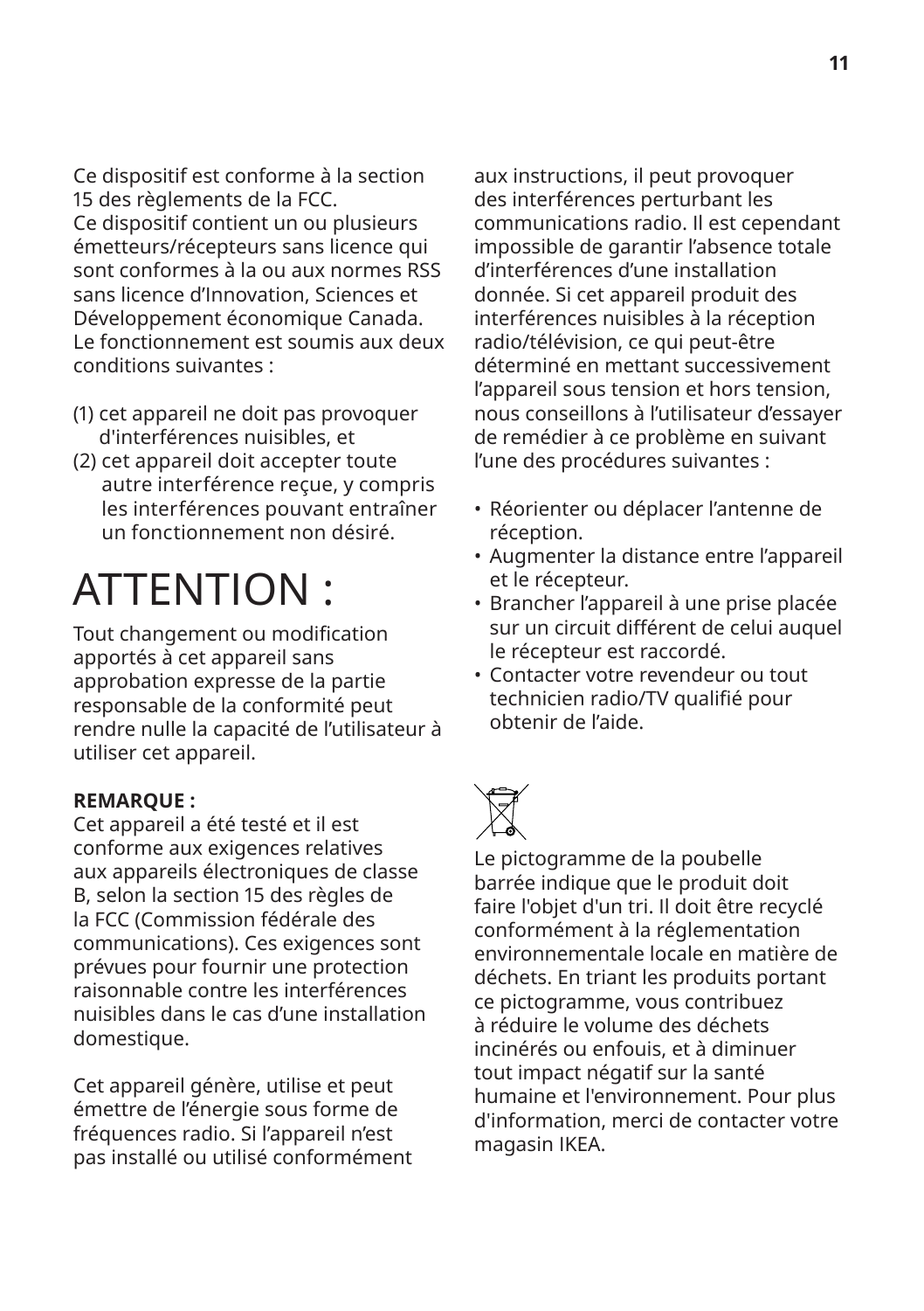Ce dispositif est conforme à la section 15 des règlements de la FCC.
Ce dispositif contient un ou plusieurs émetteurs/récepteurs sans licence qui sont conformes à la ou aux normes RSS sans licence d'Innovation, Sciences et Développement économique Canada.
Le fonctionnement est soumis aux deux conditions suivantes :

(1) cet appareil ne doit pas provoquer d'interférences nuisibles, et
(2) cet appareil doit accepter toute autre interférence reçue, y compris les interférences pouvant entraîner un fonctionnement non désiré.

# ATTENTION :

Tout changement ou modification apportés à cet appareil sans approbation expresse de la partie responsable de la conformité peut rendre nulle la capacité de l'utilisateur à utiliser cet appareil.

**REMARQUE :**
Cet appareil a été testé et il est conforme aux exigences relatives aux appareils électroniques de classe B, selon la section 15 des règles de la FCC (Commission fédérale des communications). Ces exigences sont prévues pour fournir une protection raisonnable contre les interférences nuisibles dans le cas d'une installation domestique.

Cet appareil génère, utilise et peut émettre de l'énergie sous forme de fréquences radio. Si l'appareil n'est pas installé ou utilisé conformément aux instructions, il peut provoquer des interférences perturbant les communications radio. Il est cependant impossible de garantir l'absence totale d'interférences d'une installation donnée. Si cet appareil produit des interférences nuisibles à la réception radio/télévision, ce qui peut-être déterminé en mettant successivement l'appareil sous tension et hors tension, nous conseillons à l'utilisateur d'essayer de remédier à ce problème en suivant l'une des procédures suivantes :

- Réorienter ou déplacer l'antenne de réception.
- Augmenter la distance entre l'appareil et le récepteur.
- Brancher l'appareil à une prise placée sur un circuit différent de celui auquel le récepteur est raccordé.
- Contacter votre revendeur ou tout technicien radio/TV qualifié pour obtenir de l'aide.

Le pictogramme de la poubelle barrée indique que le produit doit faire l'objet d'un tri. Il doit être recyclé conformément à la réglementation environnementale locale en matière de déchets. En triant les produits portant ce pictogramme, vous contribuez à réduire le volume des déchets incinérés ou enfouis, et à diminuer tout impact négatif sur la santé humaine et l'environnement. Pour plus d'information, merci de contacter votre magasin IKEA.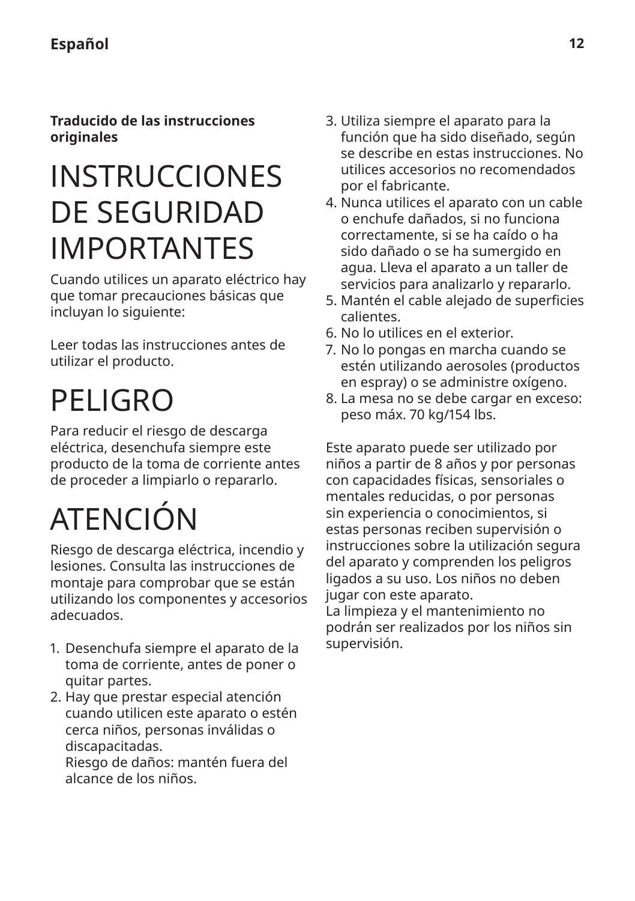**Traducido de las instrucciones originales**

# INSTRUCCIONES DE SEGURIDAD IMPORTANTES

Cuando utilices un aparato eléctrico hay que tomar precauciones básicas que incluyan lo siguiente:

Leer todas las instrucciones antes de utilizar el producto.

# PELIGRO

Para reducir el riesgo de descarga eléctrica, desenchufa siempre este producto de la toma de corriente antes de proceder a limpiarlo o repararlo.

# ATENCIÓN

Riesgo de descarga eléctrica, incendio y lesiones. Consulta las instrucciones de montaje para comprobar que se están utilizando los componentes y accesorios adecuados.

1. Desenchufa siempre el aparato de la toma de corriente, antes de poner o quitar partes.
2. Hay que prestar especial atención cuando utilicen este aparato o estén cerca niños, personas inválidas o discapacitadas.
   Riesgo de daños: mantén fuera del alcance de los niños.
3. Utiliza siempre el aparato para la función que ha sido diseñado, según se describe en estas instrucciones. No utilices accesorios no recomendados por el fabricante.
4. Nunca utilices el aparato con un cable o enchufe dañados, si no funciona correctamente, si se ha caído o ha sido dañado o se ha sumergido en agua. Lleva el aparato a un taller de servicios para analizarlo y repararlo.
5. Mantén el cable alejado de superficies calientes.
6. No lo utilices en el exterior.
7. No lo pongas en marcha cuando se estén utilizando aerosoles (productos en espray) o se administre oxígeno.
8. La mesa no se debe cargar en exceso: peso máx. 70 kg/154 lbs.

Este aparato puede ser utilizado por niños a partir de 8 años y por personas con capacidades físicas, sensoriales o mentales reducidas, o por personas sin experiencia o conocimientos, si estas personas reciben supervisión o instrucciones sobre la utilización segura del aparato y comprenden los peligros ligados a su uso. Los niños no deben jugar con este aparato.
La limpieza y el mantenimiento no podrán ser realizados por los niños sin supervisión.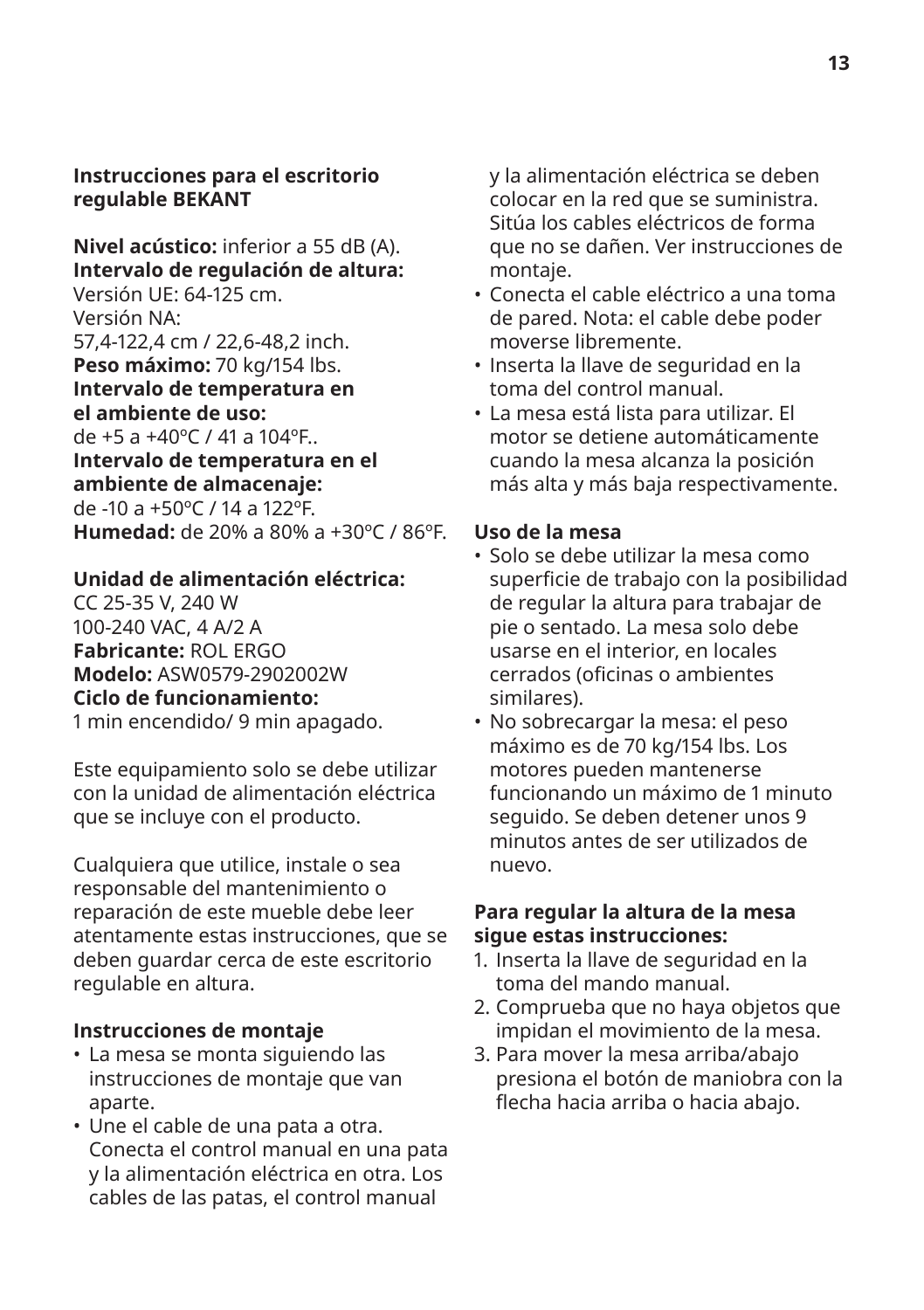**Instrucciones para el escritorio regulable BEKANT**

**Nivel acústico:** inferior a 55 dB (A).
**Intervalo de regulación de altura:**
Versión UE: 64-125 cm.
Versión NA:
57,4-122,4 cm / 22,6-48,2 inch.
**Peso máximo:** 70 kg/154 lbs.
**Intervalo de temperatura en el ambiente de uso:**
de +5 a +40ºC / 41 a 104ºF..
**Intervalo de temperatura en el ambiente de almacenaje:**
de -10 a +50ºC / 14 a 122ºF.
**Humedad:** de 20% a 80% a +30ºC / 86ºF.

**Unidad de alimentación eléctrica:**
CC 25-35 V, 240 W
100-240 VAC, 4 A/2 A
**Fabricante:** ROL ERGO
**Modelo:** ASW0579-2902002W
**Ciclo de funcionamiento:**
1 min encendido/ 9 min apagado.

Este equipamiento solo se debe utilizar con la unidad de alimentación eléctrica que se incluye con el producto.

Cualquiera que utilice, instale o sea responsable del mantenimiento o reparación de este mueble debe leer atentamente estas instrucciones, que se deben guardar cerca de este escritorio regulable en altura.

**Instrucciones de montaje**

- La mesa se monta siguiendo las instrucciones de montaje que van aparte.
- Une el cable de una pata a otra. Conecta el control manual en una pata y la alimentación eléctrica en otra. Los cables de las patas, el control manual y la alimentación eléctrica se deben colocar en la red que se suministra. Sitúa los cables eléctricos de forma que no se dañen. Ver instrucciones de montaje.
- Conecta el cable eléctrico a una toma de pared. Nota: el cable debe poder moverse libremente.
- Inserta la llave de seguridad en la toma del control manual.
- La mesa está lista para utilizar. El motor se detiene automáticamente cuando la mesa alcanza la posición más alta y más baja respectivamente.

**Uso de la mesa**

- Solo se debe utilizar la mesa como superficie de trabajo con la posibilidad de regular la altura para trabajar de pie o sentado. La mesa solo debe usarse en el interior, en locales cerrados (oficinas o ambientes similares).
- No sobrecargar la mesa: el peso máximo es de 70 kg/154 lbs. Los motores pueden mantenerse funcionando un máximo de 1 minuto seguido. Se deben detener unos 9 minutos antes de ser utilizados de nuevo.

**Para regular la altura de la mesa sigue estas instrucciones:**

1. Inserta la llave de seguridad en la toma del mando manual.
2. Comprueba que no haya objetos que impidan el movimiento de la mesa.
3. Para mover la mesa arriba/abajo presiona el botón de maniobra con la flecha hacia arriba o hacia abajo.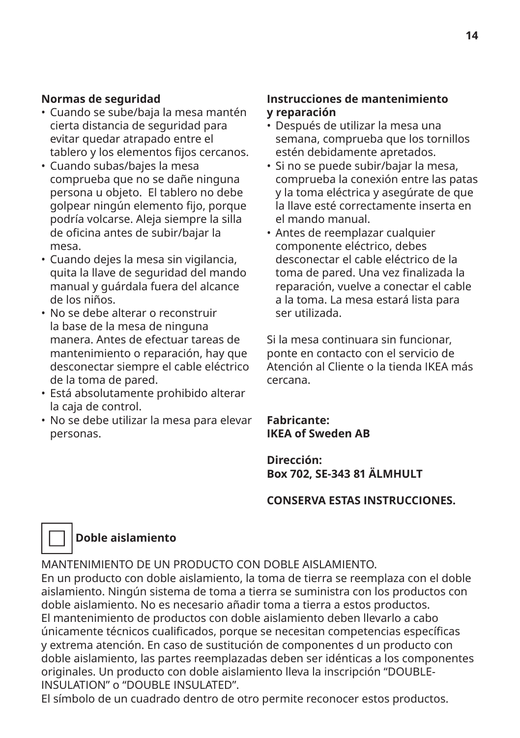**Normas de seguridad**

- Cuando se sube/baja la mesa mantén cierta distancia de seguridad para evitar quedar atrapado entre el tablero y los elementos fijos cercanos.
- Cuando subas/bajes la mesa comprueba que no se dañe ninguna persona u objeto.  El tablero no debe golpear ningún elemento fijo, porque podría volcarse. Aleja siempre la silla de oficina antes de subir/bajar la mesa.
- Cuando dejes la mesa sin vigilancia, quita la llave de seguridad del mando manual y guárdala fuera del alcance de los niños.
- No se debe alterar o reconstruir la base de la mesa de ninguna manera. Antes de efectuar tareas de mantenimiento o reparación, hay que desconectar siempre el cable eléctrico de la toma de pared.
- Está absolutamente prohibido alterar la caja de control.
- No se debe utilizar la mesa para elevar personas.

**Instrucciones de mantenimiento y reparación**

- Después de utilizar la mesa una semana, comprueba que los tornillos estén debidamente apretados.
- Si no se puede subir/bajar la mesa, comprueba la conexión entre las patas y la toma eléctrica y asegúrate de que la llave esté correctamente inserta en el mando manual.
- Antes de reemplazar cualquier componente eléctrico, debes desconectar el cable eléctrico de la toma de pared. Una vez finalizada la reparación, vuelve a conectar el cable a la toma. La mesa estará lista para ser utilizada.

Si la mesa continuara sin funcionar, ponte en contacto con el servicio de Atención al Cliente o la tienda IKEA más cercana.

**Fabricante:**
**IKEA of Sweden AB**

**Dirección:**
**Box 702, SE-343 81 ÄLMHULT**

**CONSERVA ESTAS INSTRUCCIONES.**

**Doble aislamiento**

MANTENIMIENTO DE UN PRODUCTO CON DOBLE AISLAMIENTO.
En un producto con doble aislamiento, la toma de tierra se reemplaza con el doble aislamiento. Ningún sistema de toma a tierra se suministra con los productos con doble aislamiento. No es necesario añadir toma a tierra a estos productos.
El mantenimiento de productos con doble aislamiento deben llevarlo a cabo únicamente técnicos cualificados, porque se necesitan competencias específicas y extrema atención. En caso de sustitución de componentes d un producto con doble aislamiento, las partes reemplazadas deben ser idénticas a los componentes originales. Un producto con doble aislamiento lleva la inscripción “DOUBLE-INSULATION” o “DOUBLE INSULATED”.
El símbolo de un cuadrado dentro de otro permite reconocer estos productos.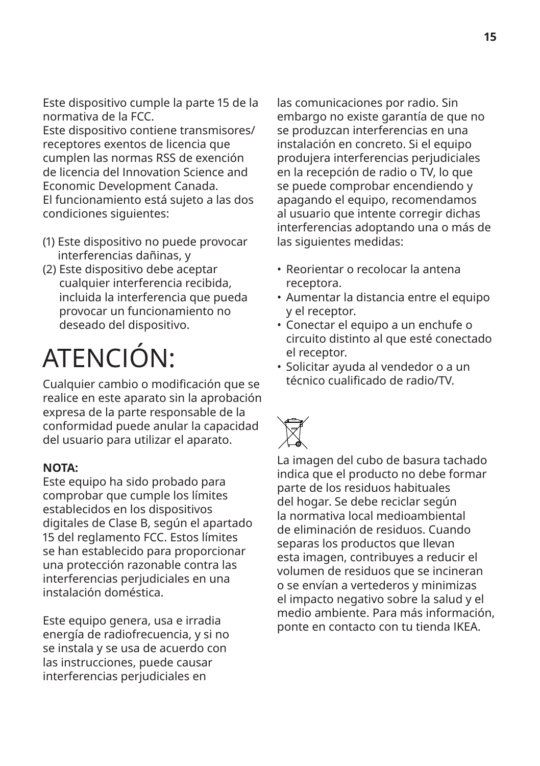Este dispositivo cumple la parte 15 de la normativa de la FCC.
Este dispositivo contiene transmisores/receptores exentos de licencia que cumplen las normas RSS de exención de licencia del Innovation Science and Economic Development Canada.
El funcionamiento está sujeto a las dos condiciones siguientes:

(1) Este dispositivo no puede provocar interferencias dañinas, y
(2) Este dispositivo debe aceptar cualquier interferencia recibida, incluida la interferencia que pueda provocar un funcionamiento no deseado del dispositivo.

# ATENCIÓN:

Cualquier cambio o modificación que se realice en este aparato sin la aprobación expresa de la parte responsable de la conformidad puede anular la capacidad del usuario para utilizar el aparato.

**NOTA:**
Este equipo ha sido probado para comprobar que cumple los límites establecidos en los dispositivos digitales de Clase B, según el apartado 15 del reglamento FCC. Estos límites se han establecido para proporcionar una protección razonable contra las interferencias perjudiciales en una instalación doméstica.

Este equipo genera, usa e irradia energía de radiofrecuencia, y si no se instala y se usa de acuerdo con las instrucciones, puede causar interferencias perjudiciales en las comunicaciones por radio. Sin embargo no existe garantía de que no se produzcan interferencias en una instalación en concreto. Si el equipo produjera interferencias perjudiciales en la recepción de radio o TV, lo que se puede comprobar encendiendo y apagando el equipo, recomendamos al usuario que intente corregir dichas interferencias adoptando una o más de las siguientes medidas:

- Reorientar o recolocar la antena receptora.
- Aumentar la distancia entre el equipo y el receptor.
- Conectar el equipo a un enchufe o circuito distinto al que esté conectado el receptor.
- Solicitar ayuda al vendedor o a un técnico cualificado de radio/TV.

La imagen del cubo de basura tachado indica que el producto no debe formar parte de los residuos habituales del hogar. Se debe reciclar según la normativa local medioambiental de eliminación de residuos. Cuando separas los productos que llevan esta imagen, contribuyes a reducir el volumen de residuos que se incineran o se envían a vertederos y minimizas el impacto negativo sobre la salud y el medio ambiente. Para más información, ponte en contacto con tu tienda IKEA.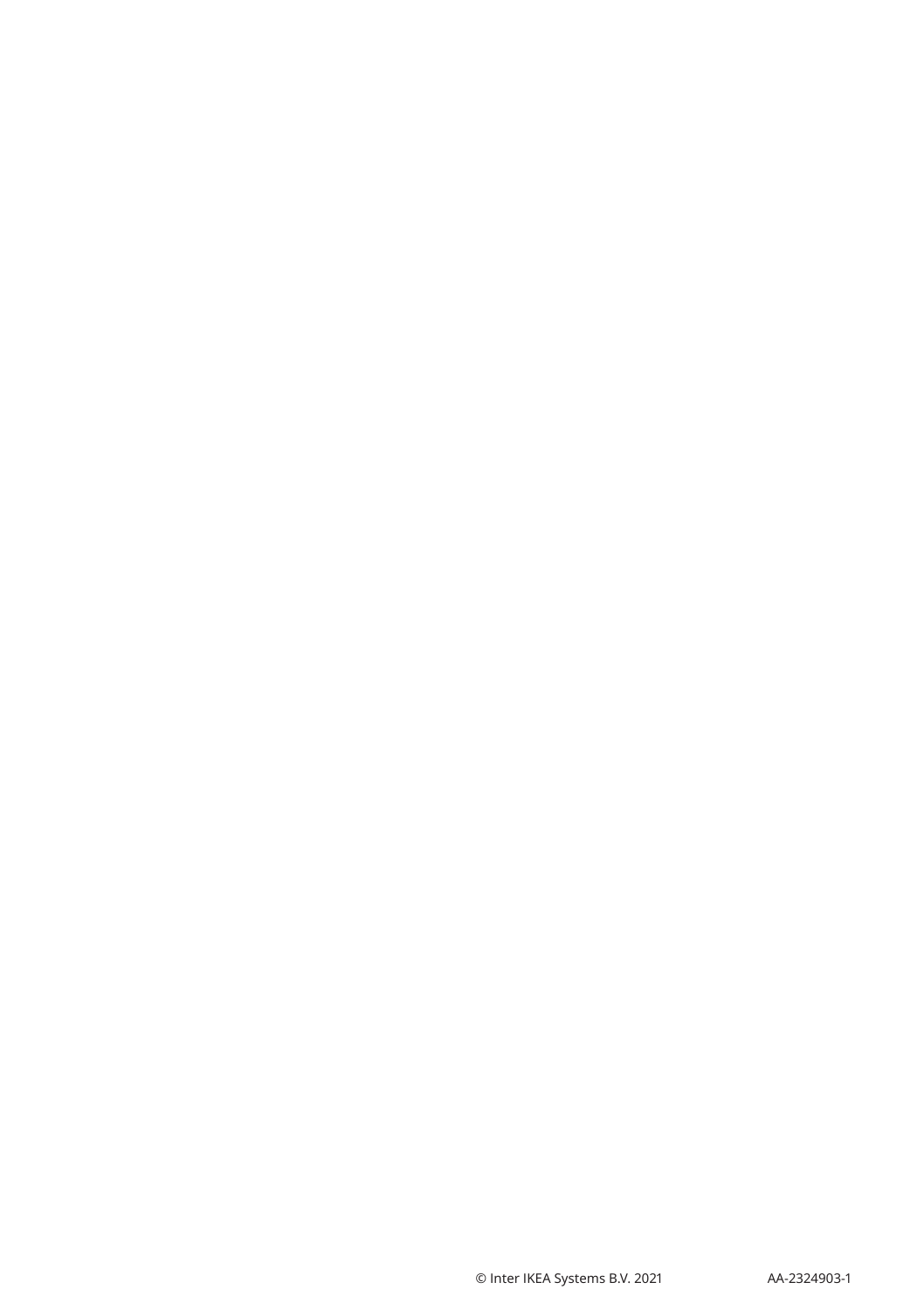© Inter IKEA Systems B.V. 2021 AA-2324903-1